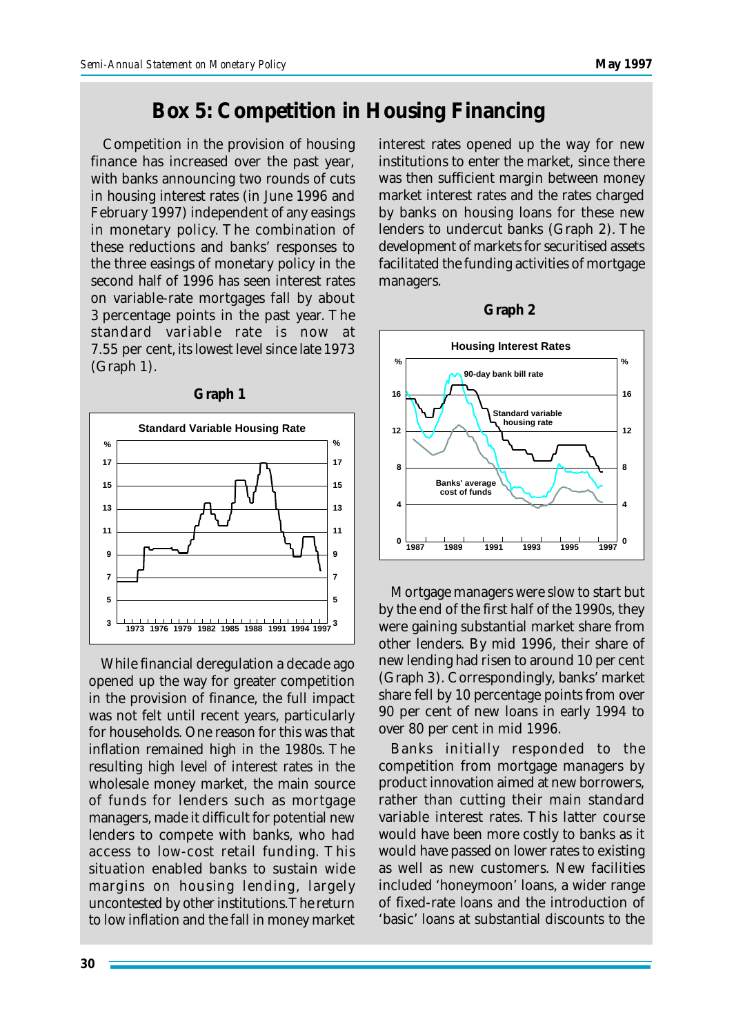# Box 5: Competition in Housing Financing

Competition in the provision of housing finance has increased over the past year, with banks announcing two rounds of cuts in housing interest rates (in June 1996 and February 1997) independent of any easings in monetary policy. The combination of these reductions and banks' responses to the three easings of monetary policy in the second half of 1996 has seen interest rates on variable-rate mortgages fall by about 3 percentage points in the past year. The standard variable rate is now at 7.55 per cent, its lowest level since late 1973 (Graph 1).

**Graph 1**

While financial deregulation a decade ago opened up the way for greater competition in the provision of finance, the full impact was not felt until recent years, particularly for households. One reason for this was that inflation remained high in the 1980s. The resulting high level of interest rates in the wholesale money market, the main source of funds for lenders such as mortgage managers, made it difficult for potential new lenders to compete with banks, who had access to low-cost retail funding. This situation enabled banks to sustain wide margins on housing lending, largely uncontested by other institutions. The return to low inflation and the fall in money market interest rates opened up the way for new institutions to enter the market, since there was then sufficient margin between money market interest rates and the rates charged by banks on housing loans for these new lenders to undercut banks (Graph 2). The development of markets for securitised assets facilitated the funding activities of mortgage managers.

**Graph 2**

Mortgage managers were slow to start but by the end of the first half of the 1990s, they were gaining substantial market share from other lenders. By mid 1996, their share of new lending had risen to around 10 per cent (Graph 3). Correspondingly, banks' market share fell by 10 percentage points from over 90 per cent of new loans in early 1994 to over 80 per cent in mid 1996.

Banks initially responded to the competition from mortgage managers by product innovation aimed at new borrowers, rather than cutting their main standard variable interest rates. This latter course would have been more costly to banks as it would have passed on lower rates to existing as well as new customers. New facilities included 'honeymoon' loans, a wider range of fixed-rate loans and the introduction of 'basic' loans at substantial discounts to the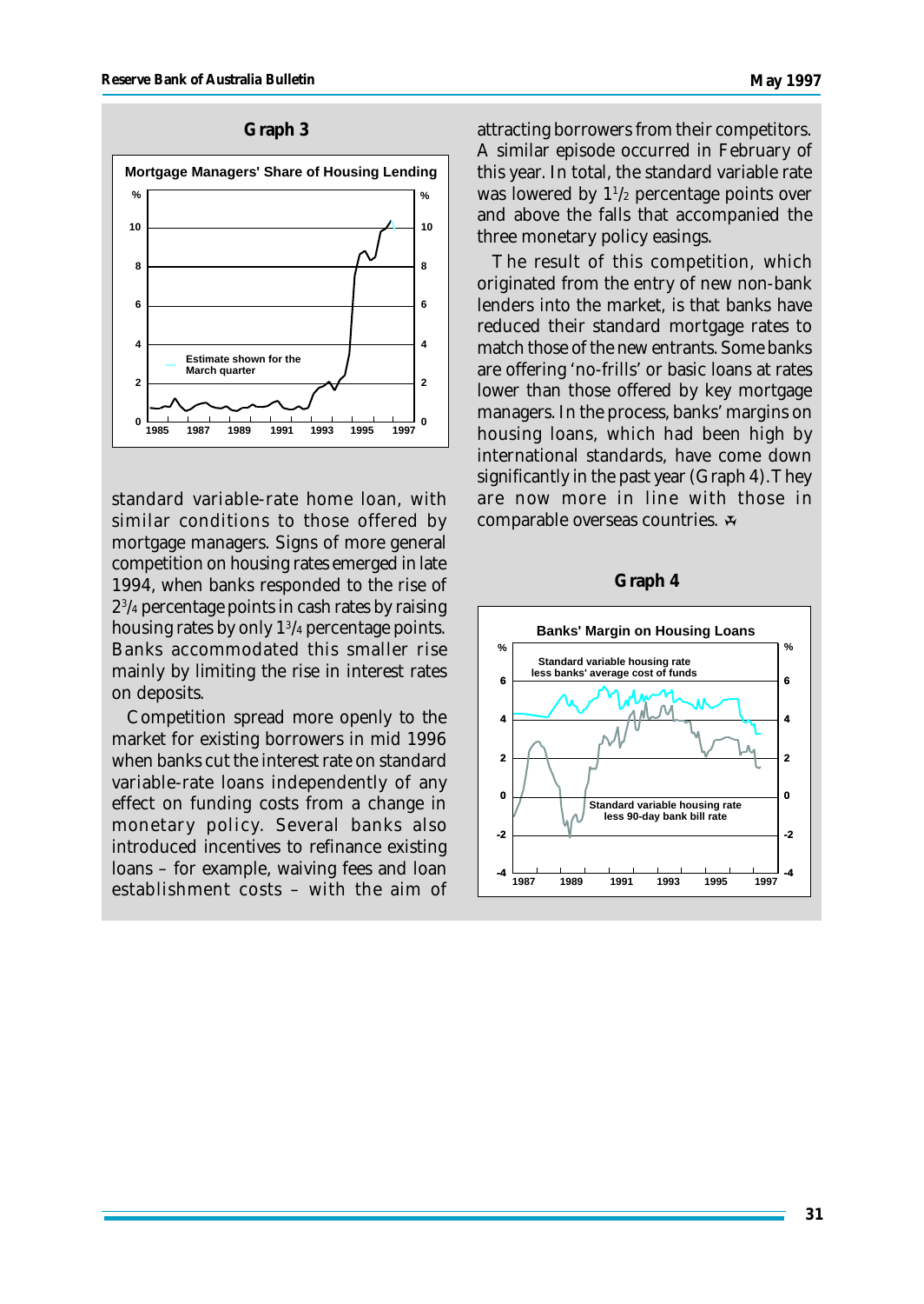**Graph 3**

Mortgage Managers' Share of Housing Lending

%

10

8

6

4

2

0

1985 1987 1989 1991 1993 1995 1997

Estimate shown for the March quarter

standard variable-rate home loan, with similar conditions to those offered by mortgage managers. Signs of more general competition on housing rates emerged in late 1994, when banks responded to the rise of 2¾ percentage points in cash rates by raising housing rates by only 1¾ percentage points. Banks accommodated this smaller rise mainly by limiting the rise in interest rates on deposits.

Competition spread more openly to the market for existing borrowers in mid 1996 when banks cut the interest rate on standard variable-rate loans independently of any effect on funding costs from a change in monetary policy. Several banks also introduced incentives to refinance existing loans – for example, waiving fees and loan establishment costs – with the aim of attracting borrowers from their competitors. A similar episode occurred in February of this year. In total, the standard variable rate was lowered by 1½ percentage points over and above the falls that accompanied the three monetary policy easings.

The result of this competition, which originated from the entry of new non-bank lenders into the market, is that banks have reduced their standard mortgage rates to match those of the new entrants. Some banks are offering 'no-frills' or basic loans at rates lower than those offered by key mortgage managers. In the process, banks' margins on housing loans, which had been high by international standards, have come down significantly in the past year (Graph 4). They are now more in line with those in comparable overseas countries. ✰

**Graph 4**

Banks' Margin on Housing Loans

%

6

4

2

0

-2

-4

1987 1989 1991 1993 1995 1997

Standard variable housing rate less banks' average cost of funds

Standard variable housing rate less 90-day bank bill rate